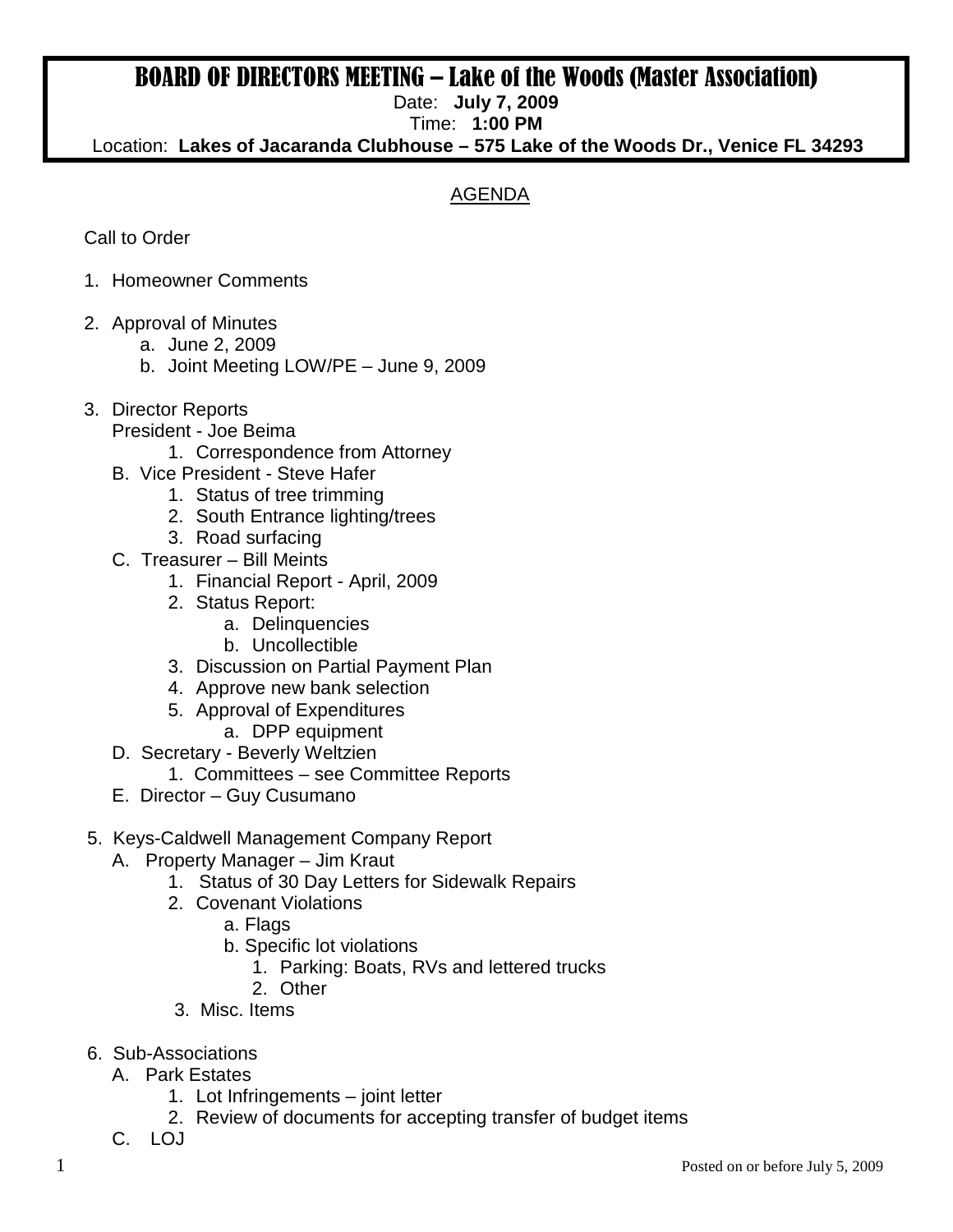# BOARD OF DIRECTORS MEETING – Lake of the Woods (Master Association)

Date: **July 7, 2009**

Time: **1:00 PM**

Location: **Lakes of Jacaranda Clubhouse – 575 Lake of the Woods Dr., Venice FL 34293**

## AGENDA

Call to Order

1. Homeowner Comments

2. Approval of Minutes
   a. June 2, 2009
   b. Joint Meeting LOW/PE – June 9, 2009

3. Director Reports
   President - Joe Beima
      1. Correspondence from Attorney
   B. Vice President - Steve Hafer
      1. Status of tree trimming
      2. South Entrance lighting/trees
      3. Road surfacing
   C. Treasurer – Bill Meints
      1. Financial Report - April, 2009
      2. Status Report:
         a. Delinquencies
         b. Uncollectible
      3. Discussion on Partial Payment Plan
      4. Approve new bank selection
      5. Approval of Expenditures
         a. DPP equipment
   D. Secretary - Beverly Weltzien
      1. Committees – see Committee Reports
   E. Director – Guy Cusumano

5. Keys-Caldwell Management Company Report
   A. Property Manager – Jim Kraut
      1. Status of 30 Day Letters for Sidewalk Repairs
      2. Covenant Violations
         a. Flags
         b. Specific lot violations
            1. Parking: Boats, RVs and lettered trucks
            2. Other
      3. Misc. Items

6. Sub-Associations
   A. Park Estates
      1. Lot Infringements – joint letter
      2. Review of documents for accepting transfer of budget items
   C. LOJ

Posted on or before July 5, 2009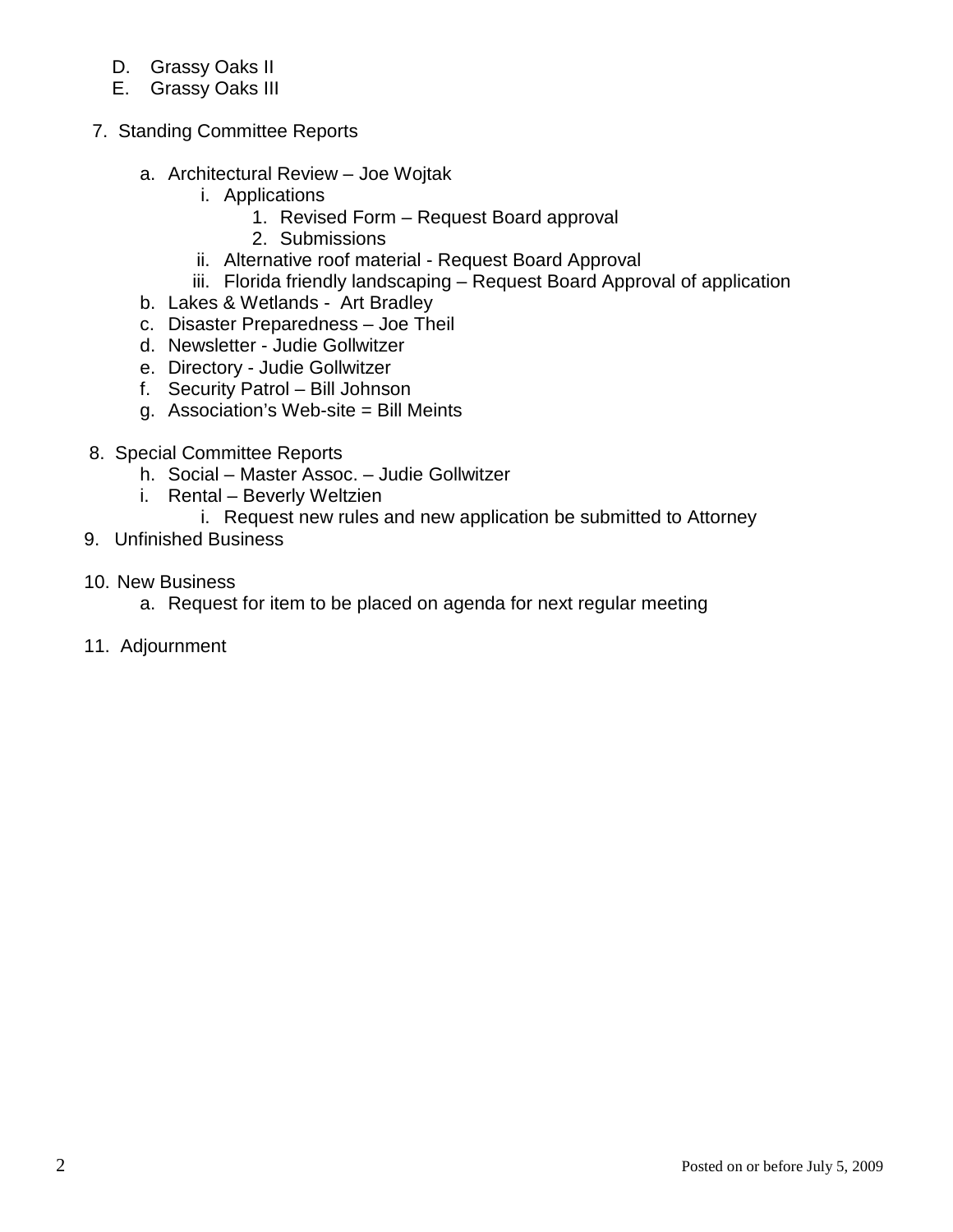D. Grassy Oaks II
E. Grassy Oaks III

7. Standing Committee Reports

   a. Architectural Review – Joe Wojtak
      i. Applications
         1. Revised Form – Request Board approval
         2. Submissions
      ii. Alternative roof material - Request Board Approval
      iii. Florida friendly landscaping – Request Board Approval of application
   b. Lakes & Wetlands - Art Bradley
   c. Disaster Preparedness – Joe Theil
   d. Newsletter - Judie Gollwitzer
   e. Directory - Judie Gollwitzer
   f. Security Patrol – Bill Johnson
   g. Association's Web-site = Bill Meints

8. Special Committee Reports
   h. Social – Master Assoc. – Judie Gollwitzer
   i. Rental – Beverly Weltzien
      i. Request new rules and new application be submitted to Attorney

9. Unfinished Business

10. New Business
   a. Request for item to be placed on agenda for next regular meeting

11. Adjournment

Posted on or before July 5, 2009